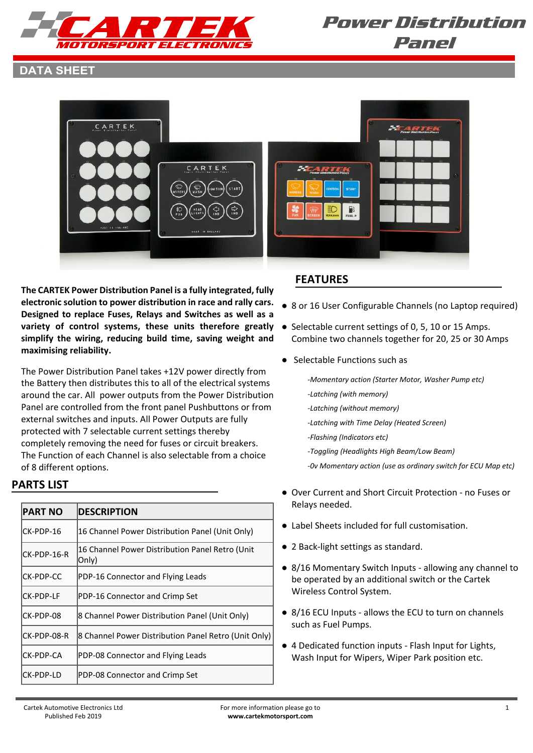# Power Distribution Panel

## DATA SHEET

**The CARTEK Power Distribution Panel is a fully integrated, fully electronic solution to power distribution in race and rally cars. Designed to replace Fuses, Relays and Switches as well as a variety of control systems, these units therefore greatly simplify the wiring, reducing build time, saving weight and maximising reliability.**

The Power Distribution Panel takes +12V power directly from the Battery then distributes this to all of the electrical systems around the car. All power outputs from the Power Distribution Panel are controlled from the front panel Pushbuttons or from external switches and inputs. All Power Outputs are fully protected with 7 selectable current settings thereby completely removing the need for fuses or circuit breakers. The Function of each Channel is also selectable from a choice of 8 different options.

## PARTS LIST

| PART NO | DESCRIPTION |
|---|---|
| CK-PDP-16 | 16 Channel Power Distribution Panel (Unit Only) |
| CK-PDP-16-R | 16 Channel Power Distribution Panel Retro (Unit Only) |
| CK-PDP-CC | PDP-16 Connector and Flying Leads |
| CK-PDP-LF | PDP-16 Connector and Crimp Set |
| CK-PDP-08 | 8 Channel Power Distribution Panel (Unit Only) |
| CK-PDP-08-R | 8 Channel Power Distribution Panel Retro (Unit Only) |
| CK-PDP-CA | PDP-08 Connector and Flying Leads |
| CK-PDP-LD | PDP-08 Connector and Crimp Set |

## FEATURES

- 8 or 16 User Configurable Channels (no Laptop required)
- Selectable current settings of 0, 5, 10 or 15 Amps. Combine two channels together for 20, 25 or 30 Amps
- Selectable Functions such as
  - *-Momentary action (Starter Motor, Washer Pump etc)*
  - *-Latching (with memory)*
  - *-Latching (without memory)*
  - *-Latching with Time Delay (Heated Screen)*
  - *-Flashing (Indicators etc)*
  - *-Toggling (Headlights High Beam/Low Beam)*
  - *-0v Momentary action (use as ordinary switch for ECU Map etc)*
- Over Current and Short Circuit Protection - no Fuses or Relays needed.
- Label Sheets included for full customisation.
- 2 Back-light settings as standard.
- 8/16 Momentary Switch Inputs - allowing any channel to be operated by an additional switch or the Cartek Wireless Control System.
- 8/16 ECU Inputs - allows the ECU to turn on channels such as Fuel Pumps.
- 4 Dedicated function inputs - Flash Input for Lights, Wash Input for Wipers, Wiper Park position etc.

Cartek Automotive Electronics Ltd
Published Feb 2019

For more information please go to
**www.cartekmotorsport.com**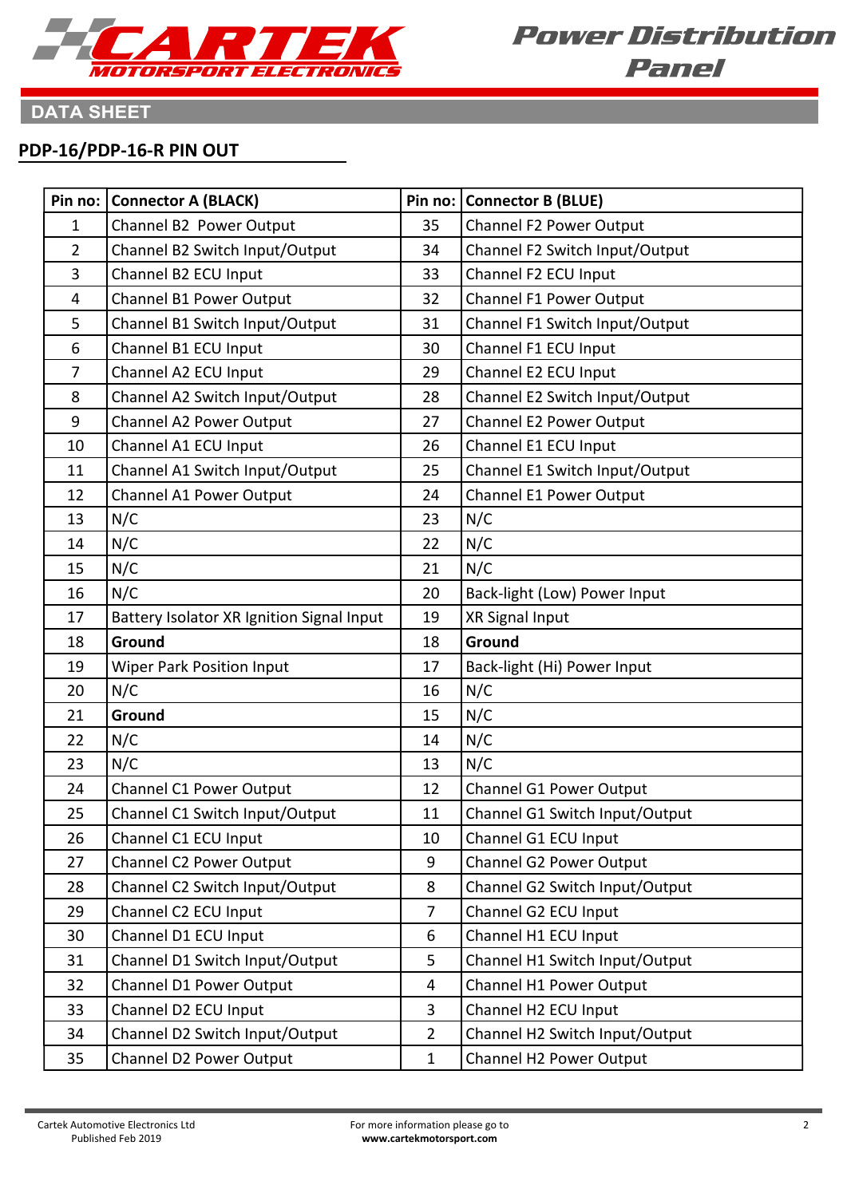## DATA SHEET

### PDP-16/PDP-16-R PIN OUT

| Pin no: | Connector A (BLACK) | Pin no: | Connector B (BLUE) |
|---|---|---|---|
| 1 | Channel B2 Power Output | 35 | Channel F2 Power Output |
| 2 | Channel B2 Switch Input/Output | 34 | Channel F2 Switch Input/Output |
| 3 | Channel B2 ECU Input | 33 | Channel F2 ECU Input |
| 4 | Channel B1 Power Output | 32 | Channel F1 Power Output |
| 5 | Channel B1 Switch Input/Output | 31 | Channel F1 Switch Input/Output |
| 6 | Channel B1 ECU Input | 30 | Channel F1 ECU Input |
| 7 | Channel A2 ECU Input | 29 | Channel E2 ECU Input |
| 8 | Channel A2 Switch Input/Output | 28 | Channel E2 Switch Input/Output |
| 9 | Channel A2 Power Output | 27 | Channel E2 Power Output |
| 10 | Channel A1 ECU Input | 26 | Channel E1 ECU Input |
| 11 | Channel A1 Switch Input/Output | 25 | Channel E1 Switch Input/Output |
| 12 | Channel A1 Power Output | 24 | Channel E1 Power Output |
| 13 | N/C | 23 | N/C |
| 14 | N/C | 22 | N/C |
| 15 | N/C | 21 | N/C |
| 16 | N/C | 20 | Back-light (Low) Power Input |
| 17 | Battery Isolator XR Ignition Signal Input | 19 | XR Signal Input |
| 18 | **Ground** | 18 | **Ground** |
| 19 | Wiper Park Position Input | 17 | Back-light (Hi) Power Input |
| 20 | N/C | 16 | N/C |
| 21 | **Ground** | 15 | N/C |
| 22 | N/C | 14 | N/C |
| 23 | N/C | 13 | N/C |
| 24 | Channel C1 Power Output | 12 | Channel G1 Power Output |
| 25 | Channel C1 Switch Input/Output | 11 | Channel G1 Switch Input/Output |
| 26 | Channel C1 ECU Input | 10 | Channel G1 ECU Input |
| 27 | Channel C2 Power Output | 9 | Channel G2 Power Output |
| 28 | Channel C2 Switch Input/Output | 8 | Channel G2 Switch Input/Output |
| 29 | Channel C2 ECU Input | 7 | Channel G2 ECU Input |
| 30 | Channel D1 ECU Input | 6 | Channel H1 ECU Input |
| 31 | Channel D1 Switch Input/Output | 5 | Channel H1 Switch Input/Output |
| 32 | Channel D1 Power Output | 4 | Channel H1 Power Output |
| 33 | Channel D2 ECU Input | 3 | Channel H2 ECU Input |
| 34 | Channel D2 Switch Input/Output | 2 | Channel H2 Switch Input/Output |
| 35 | Channel D2 Power Output | 1 | Channel H2 Power Output |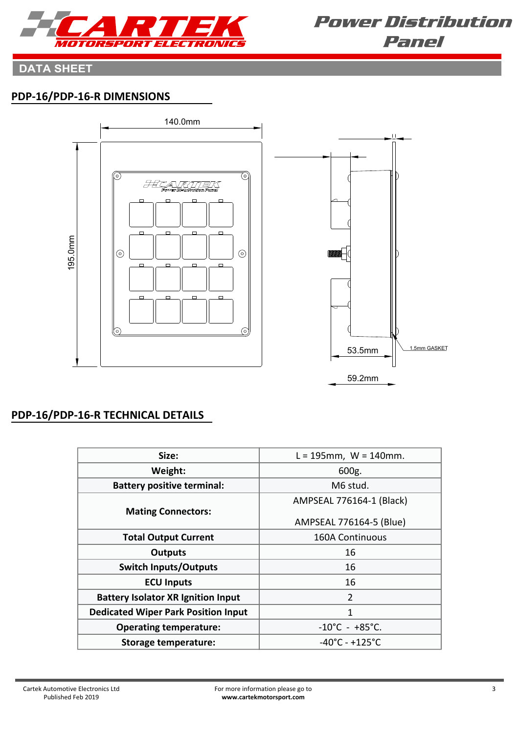## PDP-16/PDP-16-R DIMENSIONS

140.0mm

195.0mm

53.5mm

59.2mm

1.5mm GASKET

## PDP-16/PDP-16-R TECHNICAL DETAILS

| Size: | L = 195mm, W = 140mm. |
|---|---|
| Weight: | 600g. |
| Battery positive terminal: | M6 stud. |
| Mating Connectors: | AMPSEAL 776164-1 (Black)<br><br>AMPSEAL 776164-5 (Blue) |
| Total Output Current | 160A Continuous |
| Outputs | 16 |
| Switch Inputs/Outputs | 16 |
| ECU Inputs | 16 |
| Battery Isolator XR Ignition Input | 2 |
| Dedicated Wiper Park Position Input | 1 |
| Operating temperature: | -10°C - +85°C. |
| Storage temperature: | -40°C - +125°C |

Cartek Automotive Electronics Ltd
Published Feb 2019

For more information please go to
**www.cartekmotorsport.com**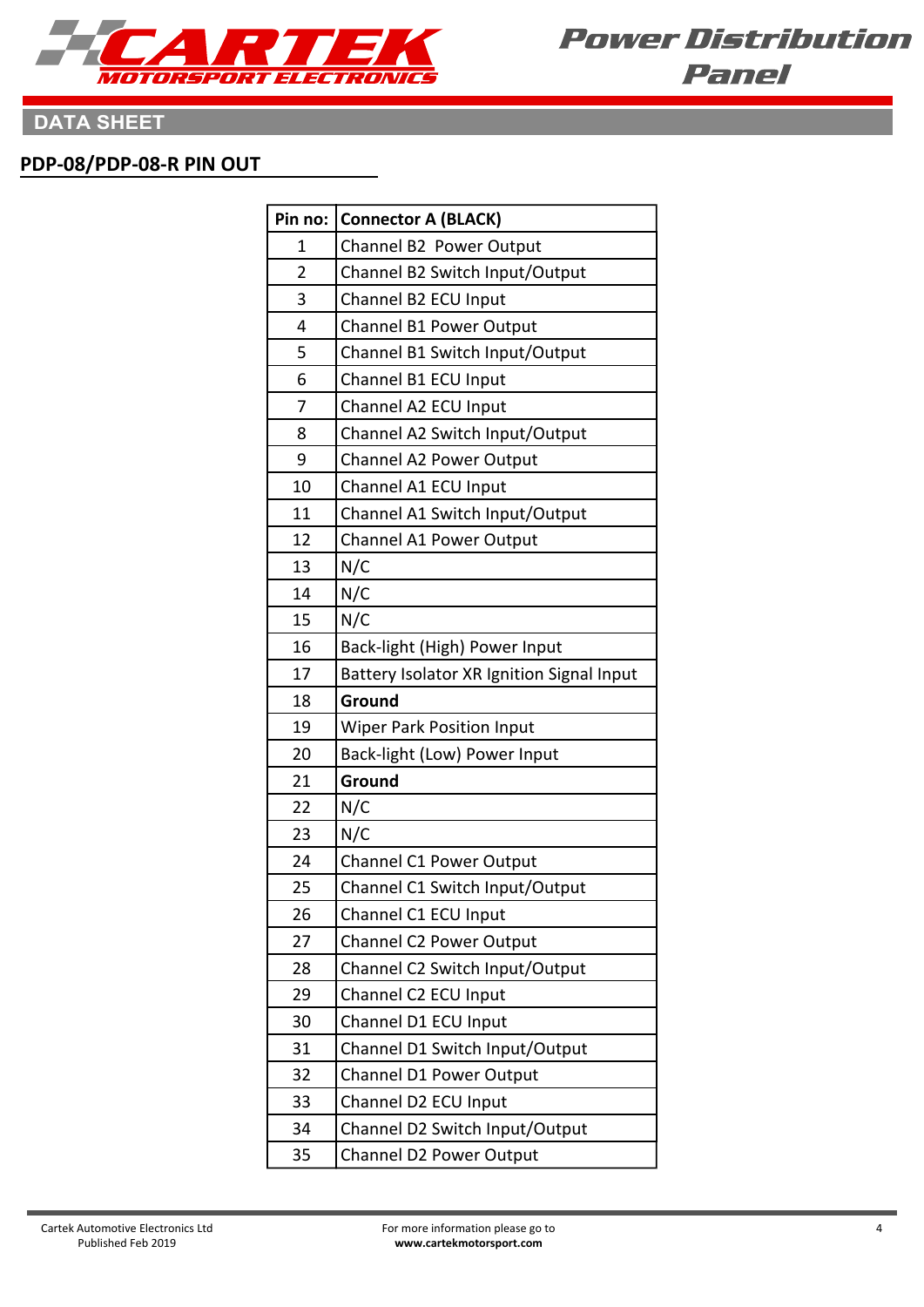# Power Distribution Panel

## DATA SHEET

### PDP-08/PDP-08-R PIN OUT

| Pin no: | Connector A (BLACK) |
|---|---|
| 1 | Channel B2  Power Output |
| 2 | Channel B2 Switch Input/Output |
| 3 | Channel B2 ECU Input |
| 4 | Channel B1 Power Output |
| 5 | Channel B1 Switch Input/Output |
| 6 | Channel B1 ECU Input |
| 7 | Channel A2 ECU Input |
| 8 | Channel A2 Switch Input/Output |
| 9 | Channel A2 Power Output |
| 10 | Channel A1 ECU Input |
| 11 | Channel A1 Switch Input/Output |
| 12 | Channel A1 Power Output |
| 13 | N/C |
| 14 | N/C |
| 15 | N/C |
| 16 | Back-light (High) Power Input |
| 17 | Battery Isolator XR Ignition Signal Input |
| 18 | **Ground** |
| 19 | Wiper Park Position Input |
| 20 | Back-light (Low) Power Input |
| 21 | **Ground** |
| 22 | N/C |
| 23 | N/C |
| 24 | Channel C1 Power Output |
| 25 | Channel C1 Switch Input/Output |
| 26 | Channel C1 ECU Input |
| 27 | Channel C2 Power Output |
| 28 | Channel C2 Switch Input/Output |
| 29 | Channel C2 ECU Input |
| 30 | Channel D1 ECU Input |
| 31 | Channel D1 Switch Input/Output |
| 32 | Channel D1 Power Output |
| 33 | Channel D2 ECU Input |
| 34 | Channel D2 Switch Input/Output |
| 35 | Channel D2 Power Output |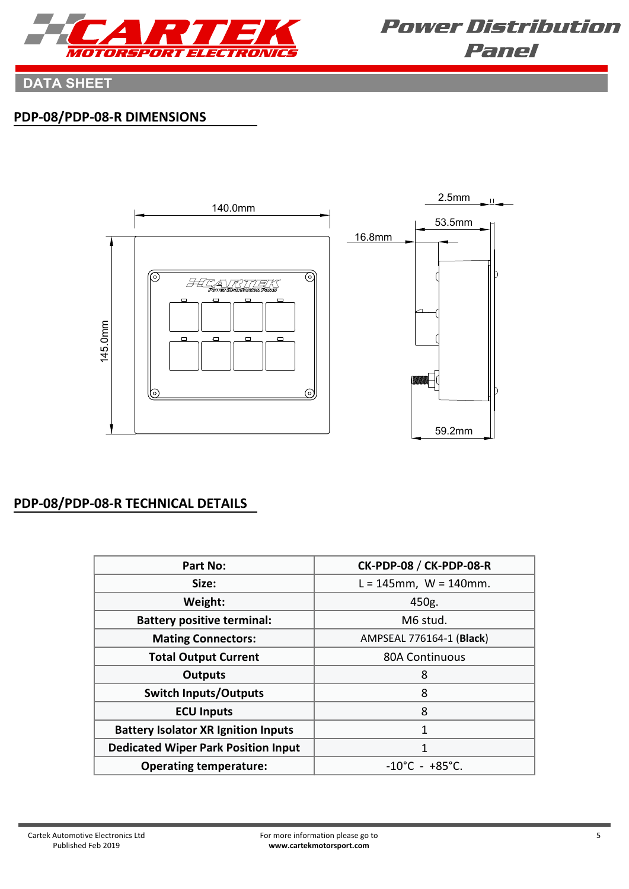# Power Distribution Panel

DATA SHEET

## PDP-08/PDP-08-R DIMENSIONS

140.0mm

145.0mm

2.5mm

53.5mm

16.8mm

59.2mm

## PDP-08/PDP-08-R TECHNICAL DETAILS

| | |
|---|---|
| **Part No:** | **CK-PDP-08 / CK-PDP-08-R** |
| **Size:** | L = 145mm, W = 140mm. |
| **Weight:** | 450g. |
| **Battery positive terminal:** | M6 stud. |
| **Mating Connectors:** | AMPSEAL 776164-1 (**Black**) |
| **Total Output Current** | 80A Continuous |
| **Outputs** | 8 |
| **Switch Inputs/Outputs** | 8 |
| **ECU Inputs** | 8 |
| **Battery Isolator XR Ignition Inputs** | 1 |
| **Dedicated Wiper Park Position Input** | 1 |
| **Operating temperature:** | -10°C - +85°C. |

Cartek Automotive Electronics Ltd
Published Feb 2019

For more information please go to
**www.cartekmotorsport.com**